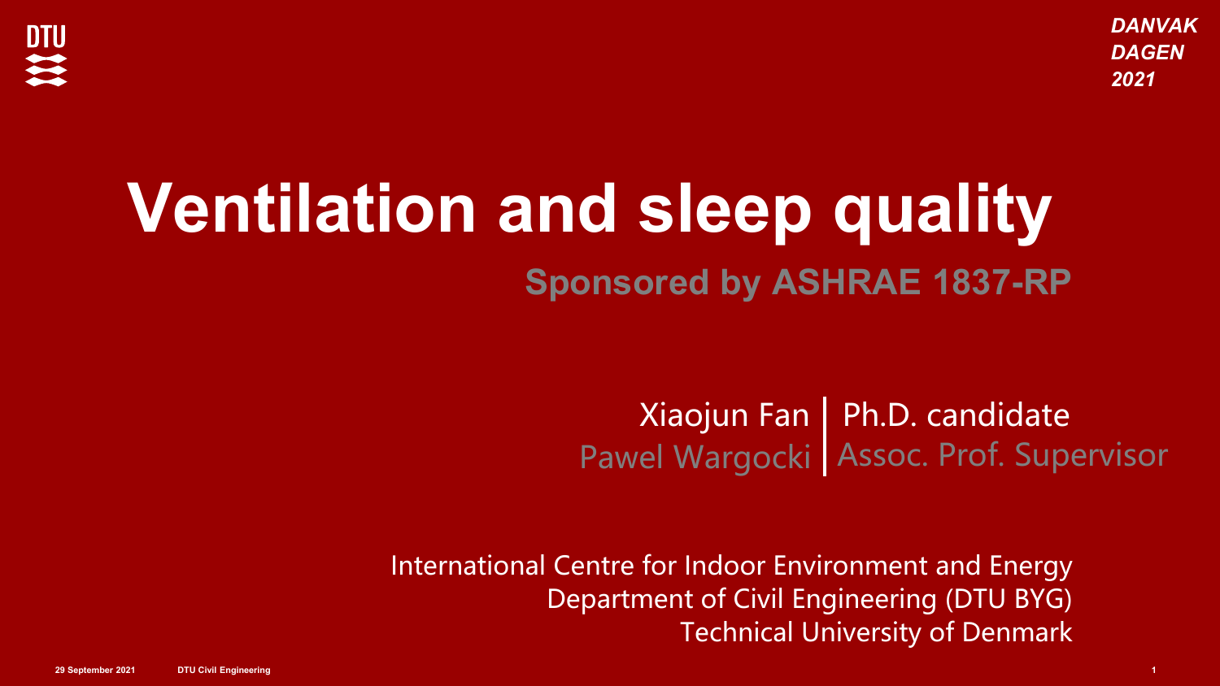DANVAK DAGEN 2021

# Ventilation and sleep quality

## Sponsored by ASHRAE 1837-RP

Xiaojun Fan | Ph.D. candidate
Pawel Wargocki | Assoc. Prof. Supervisor

International Centre for Indoor Environment and Energy
Department of Civil Engineering (DTU BYG)
Technical University of Denmark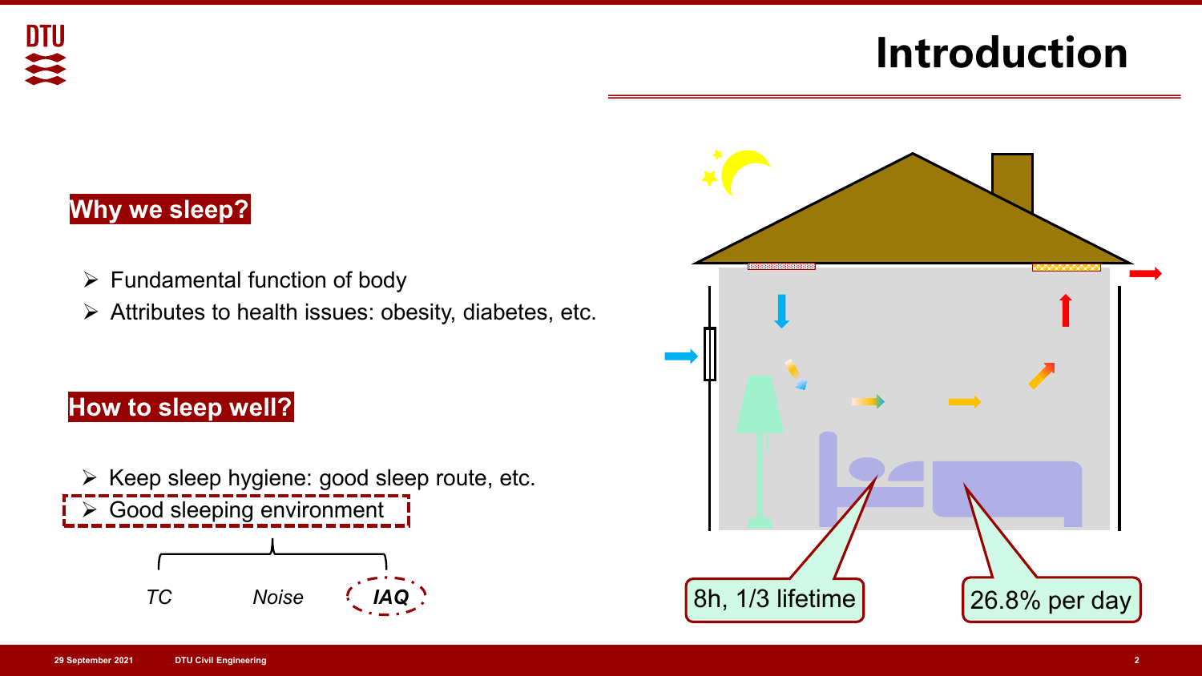# Introduction

## Why we sleep?

- Fundamental function of body
- Attributes to health issues: obesity, diabetes, etc.

## How to sleep well?

- Keep sleep hygiene: good sleep route, etc.
- Good sleeping environment

*TC* *Noise* ***IAQ***

8h, 1/3 lifetime

26.8% per day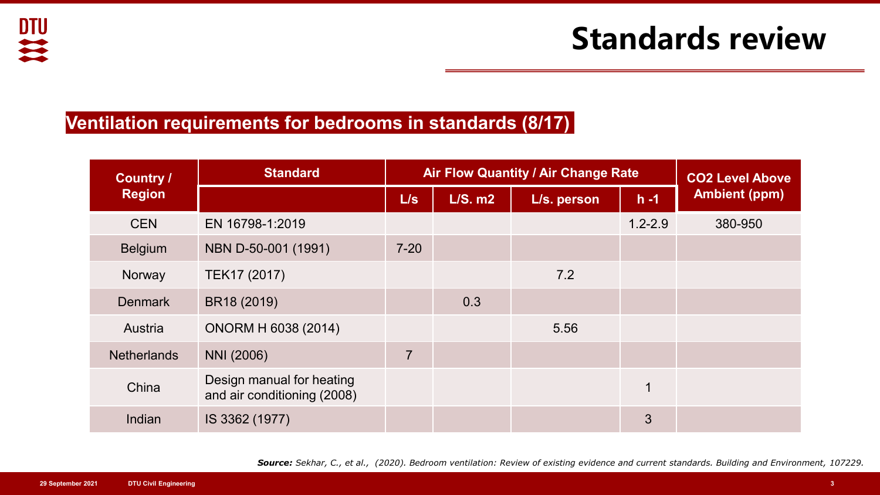# Standards review

## Ventilation requirements for bedrooms in standards (8/17)

| Country / Region | Standard | Air Flow Quantity / Air Change Rate | | | | CO2 Level Above Ambient (ppm) |
|---|---|---|---|---|---|---|
| | | L/s | L/S. m2 | L/s. person | h -1 | |
| CEN | EN 16798-1:2019 | | | | 1.2-2.9 | 380-950 |
| Belgium | NBN D-50-001 (1991) | 7-20 | | | | |
| Norway | TEK17 (2017) | | | 7.2 | | |
| Denmark | BR18 (2019) | | 0.3 | | | |
| Austria | ONORM H 6038 (2014) | | | 5.56 | | |
| Netherlands | NNI (2006) | 7 | | | | |
| China | Design manual for heating and air conditioning (2008) | | | | 1 | |
| Indian | IS 3362 (1977) | | | | 3 | |

***Source:*** *Sekhar, C., et al., (2020). Bedroom ventilation: Review of existing evidence and current standards. Building and Environment, 107229.*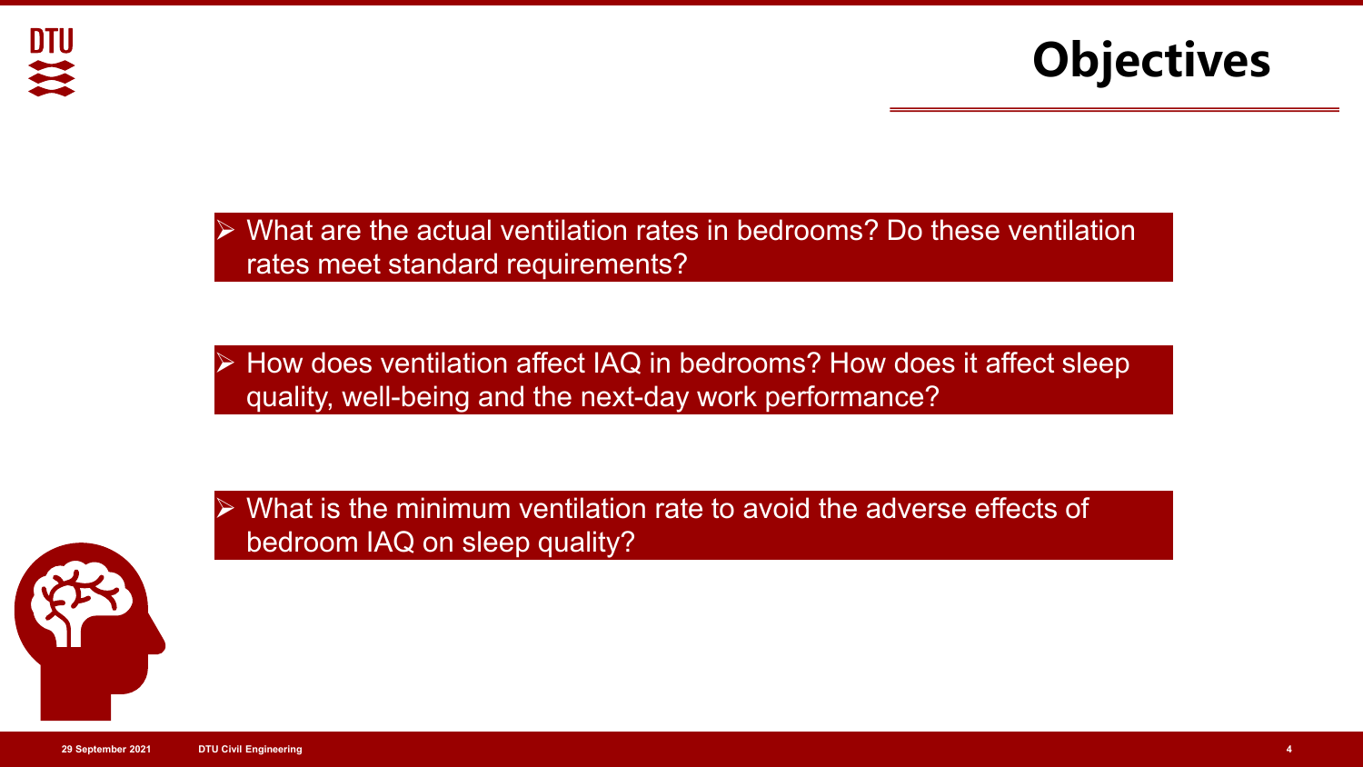# Objectives

- What are the actual ventilation rates in bedrooms? Do these ventilation rates meet standard requirements?
- How does ventilation affect IAQ in bedrooms? How does it affect sleep quality, well-being and the next-day work performance?
- What is the minimum ventilation rate to avoid the adverse effects of bedroom IAQ on sleep quality?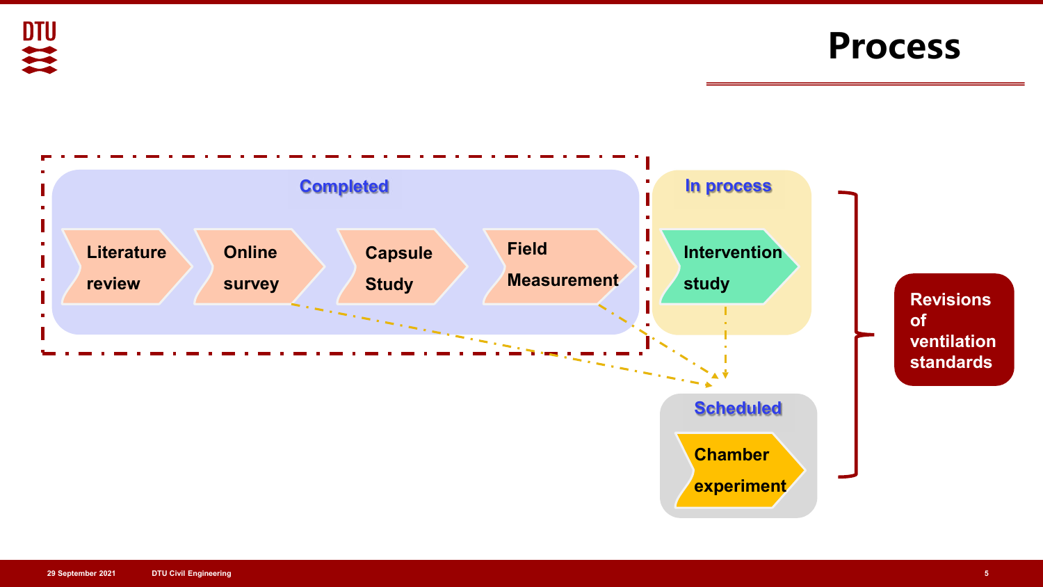# Process

**Completed**

- Literature review
- Online survey
- Capsule Study
- Field Measurement

**In process**

- Intervention study

**Scheduled**

- Chamber experiment

**Revisions of ventilation standards**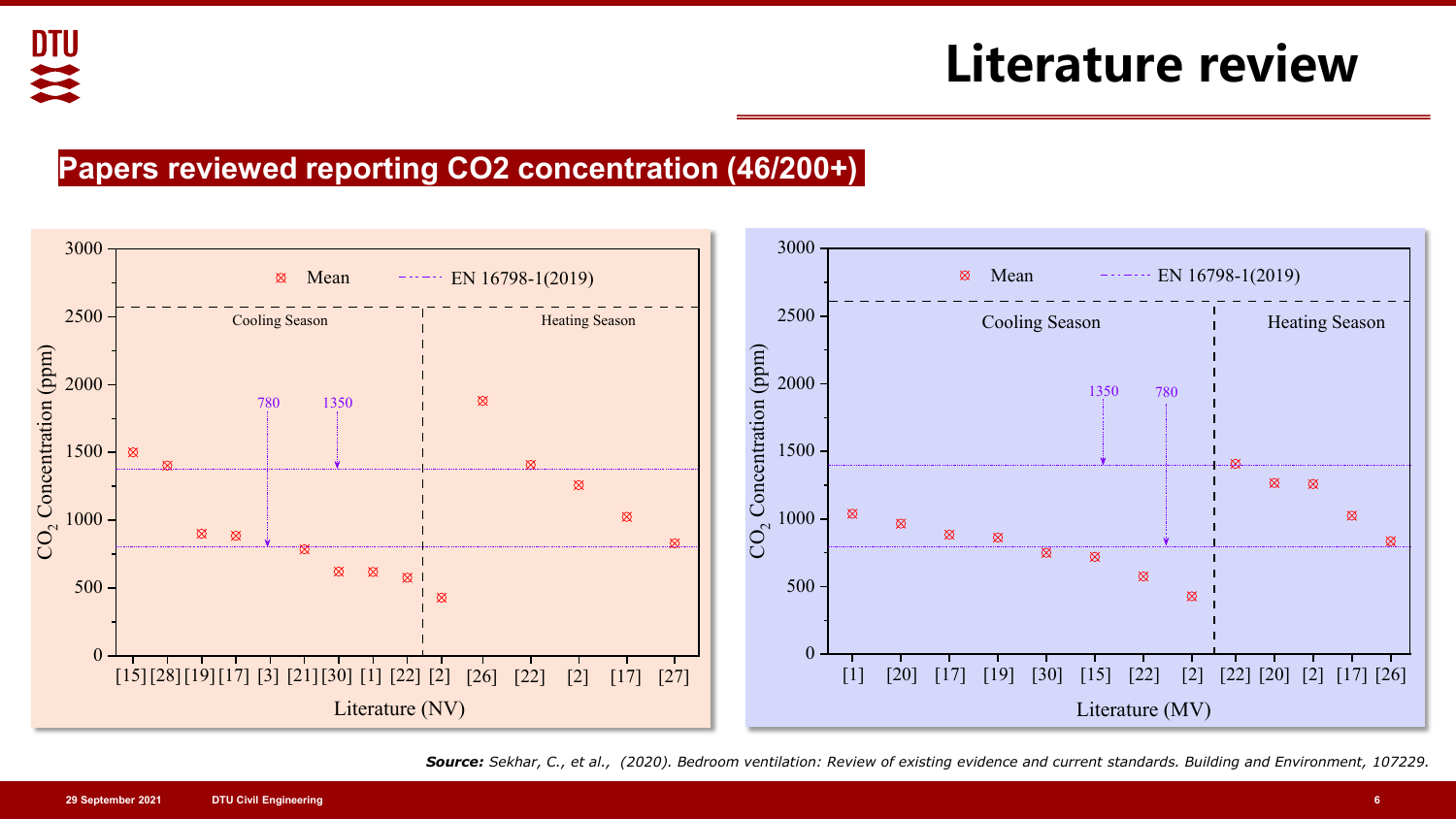# Literature review

## Papers reviewed reporting CO2 concentration (46/200+)

Mean  EN 16798-1(2019)

Cooling Season | Heating Season

780  1350

$CO_2$ Concentration (ppm)

[15] [28] [19] [17] [3] [21] [30] [1] [22] [2] [26] [22] [2] [17] [27]

Literature (NV)

Mean  EN 16798-1(2019)

Cooling Season | Heating Season

1350  780

$CO_2$ Concentration (ppm)

[1] [20] [17] [19] [30] [15] [22] [2] [22] [20] [2] [17] [26]

Literature (MV)

***Source:*** *Sekhar, C., et al., (2020). Bedroom ventilation: Review of existing evidence and current standards. Building and Environment, 107229.*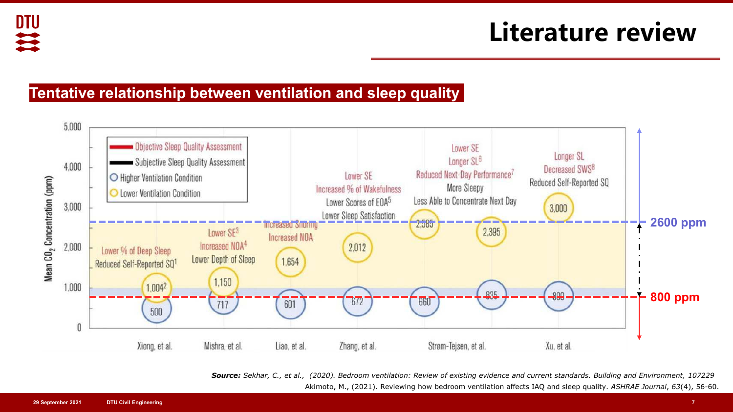# Literature review

## Tentative relationship between ventilation and sleep quality

Objective Sleep Quality Assessment
Subjective Sleep Quality Assessment
Higher Ventilation Condition
Lower Ventilation Condition

Mean $CO_2$ Concentration (ppm)

| Study | Higher Ventilation Condition (ppm) | Lower Ventilation Condition (ppm) | Effects |
| --- | --- | --- | --- |
| Xiong, et al. | 500 | 1,004[2] | Lower % of Deep Sleep; Reduced Self-Reported SQ[1] |
| Mishra, et al. | 717 | 1,150 | Lower SE[3]; Increased NOA[4]; Lower Depth of Sleep |
| Liao, et al. | 601 | 1,654 | Increased Snoring; Increased NOA |
| Zhang, et al. | 672 | 2,012 | Lower SE; Increased % of Wakefulness; Lower Scores of EOA[5]; Lower Sleep Satisfaction |
| Strøm-Tejsen, et al. | 660 | 2,585 | Lower SE; Longer SL[6]; Reduced Next-Day Performance[7]; More Sleepy; Less Able to Concentrate Next Day |
| Strøm-Tejsen, et al. | 835 | 2,395 | |
| Xu, et al. | 800 | 3,000 | Longer SL; Decreased SWS[8]; Reduced Self-Reported SQ |

2600 ppm

800 ppm

***Source:*** *Sekhar, C., et al., (2020). Bedroom ventilation: Review of existing evidence and current standards. Building and Environment, 107229*

Akimoto, M., (2021). Reviewing how bedroom ventilation affects IAQ and sleep quality. *ASHRAE Journal*, *63*(4), 56-60.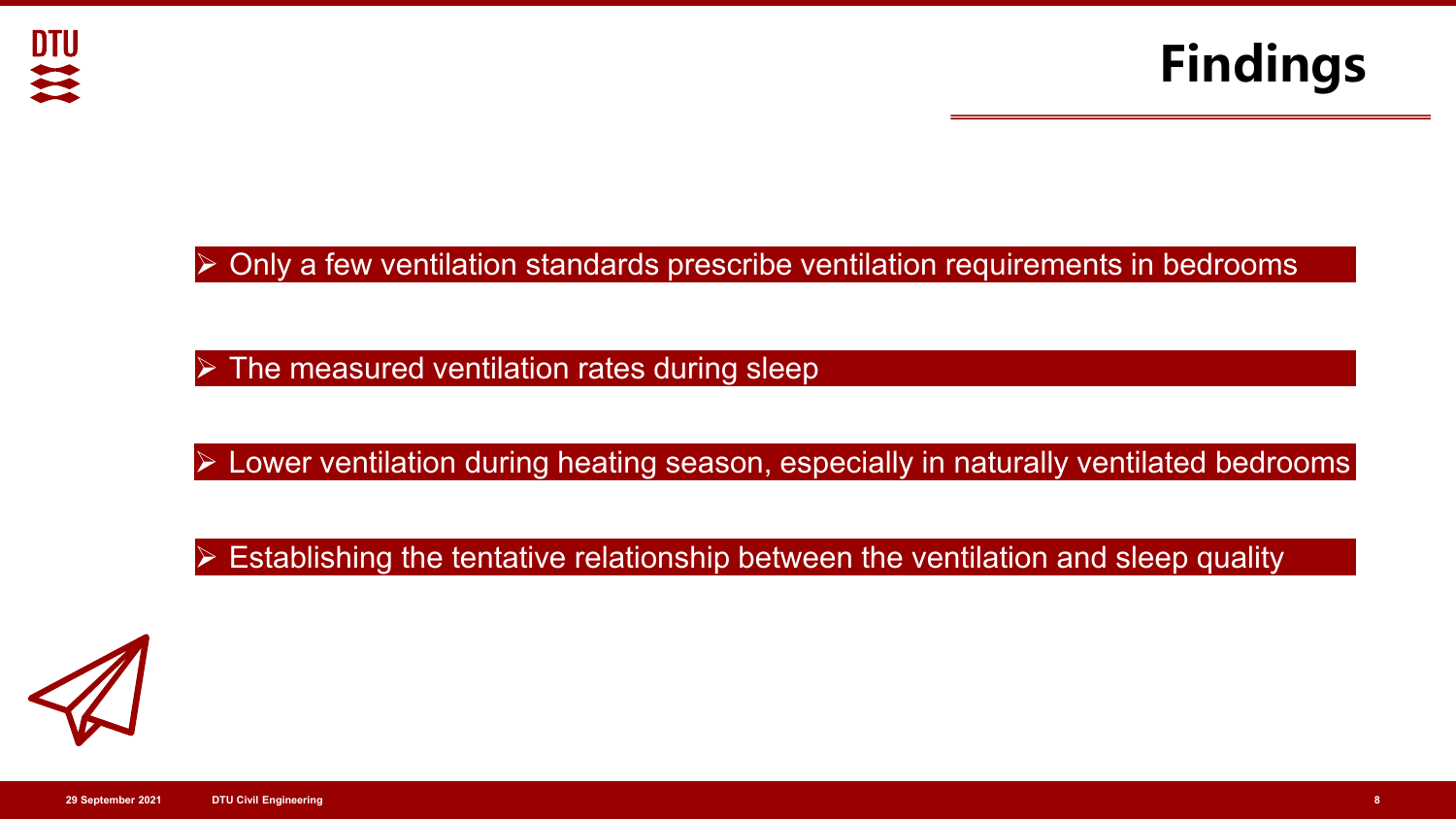# Findings

- Only a few ventilation standards prescribe ventilation requirements in bedrooms
- The measured ventilation rates during sleep
- Lower ventilation during heating season, especially in naturally ventilated bedrooms
- Establishing the tentative relationship between the ventilation and sleep quality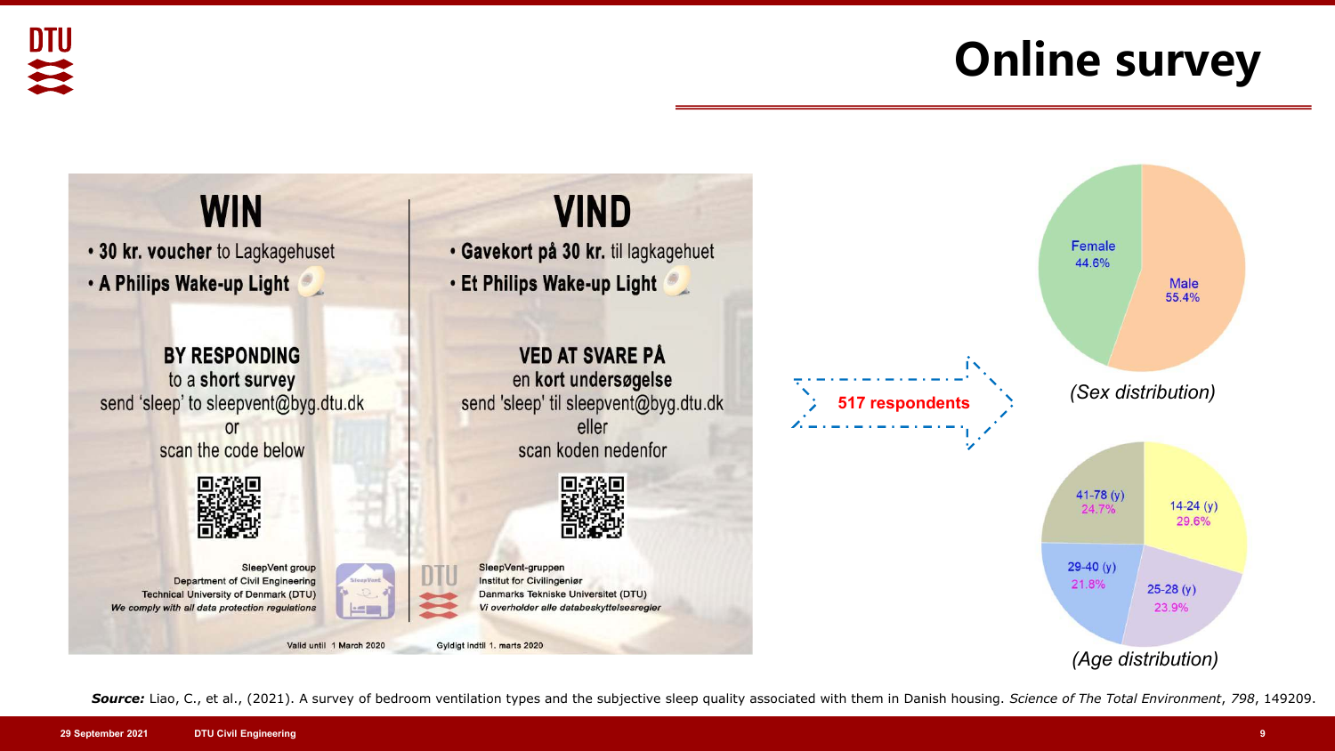# Online survey

## WIN

- **30 kr. voucher** to Lagkagehuset
- **A Philips Wake-up Light**

**BY RESPONDING**
to a **short survey**
send 'sleep' to sleepvent@byg.dtu.dk
or
scan the code below

SleepVent group
Department of Civil Engineering
Technical University of Denmark (DTU)
*We comply with all data protection regulations*

Valid until 1 March 2020

## VIND

- **Gavekort på 30 kr.** til lagkagehuet
- **Et Philips Wake-up Light**

**VED AT SVARE PÅ**
en **kort undersøgelse**
send 'sleep' til sleepvent@byg.dtu.dk
eller
scan koden nedenfor

SleepVent-gruppen
Institut for Civilingeniør
Danmarks Tekniske Universitet (DTU)
*Vi overholder alle databeskyttelsesregler*

Gyldigt indtil 1. marts 2020

**517 respondents**

| Sex | Share |
|---|---|
| Female | 44.6% |
| Male | 55.4% |

*(Sex distribution)*

| Age | Share |
|---|---|
| 14-24 (y) | 29.6% |
| 25-28 (y) | 23.9% |
| 29-40 (y) | 21.8% |
| 41-78 (y) | 24.7% |

*(Age distribution)*

***Source:*** Liao, C., et al., (2021). A survey of bedroom ventilation types and the subjective sleep quality associated with them in Danish housing. *Science of The Total Environment*, *798*, 149209.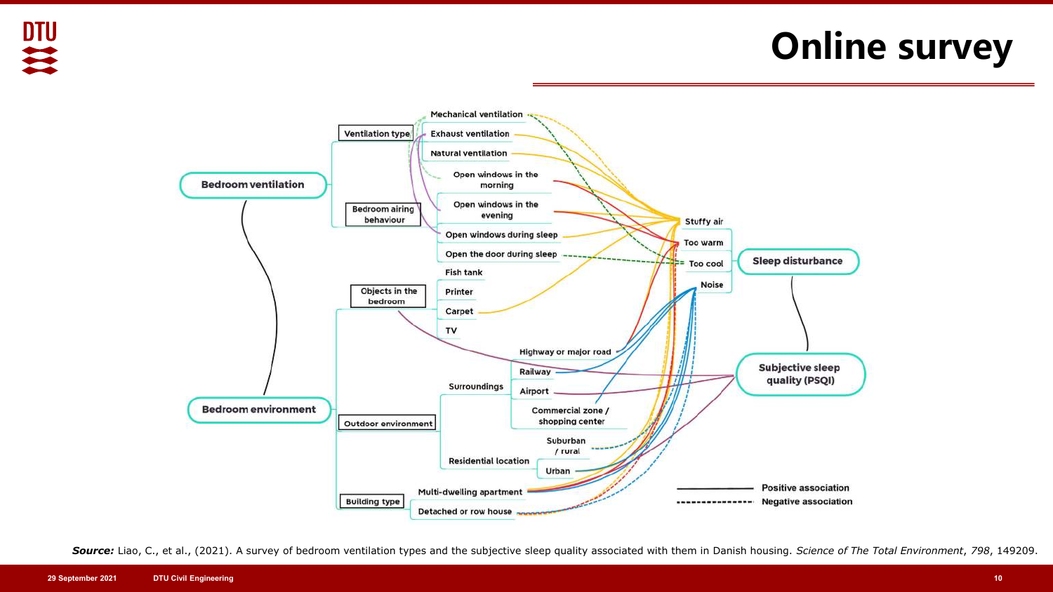# Online survey

Bedroom ventilation

- Ventilation type
  - Mechanical ventilation
  - Exhaust ventilation
  - Natural ventilation
- Bedroom airing behaviour
  - Open windows in the morning
  - Open windows in the evening
  - Open windows during sleep
  - Open the door during sleep

Bedroom environment

- Objects in the bedroom
  - Fish tank
  - Printer
  - Carpet
  - TV
- Outdoor environment
  - Surroundings
    - Highway or major road
    - Railway
    - Airport
    - Commercial zone / shopping center
  - Residential location
    - Suburban / rural
    - Urban
- Building type
  - Multi-dwelling apartment
  - Detached or row house

Sleep disturbance

- Stuffy air
- Too warm
- Too cool
- Noise

Subjective sleep quality (PSQI)

——— Positive association

- - - - - Negative association

***Source:*** Liao, C., et al., (2021). A survey of bedroom ventilation types and the subjective sleep quality associated with them in Danish housing. *Science of The Total Environment*, *798*, 149209.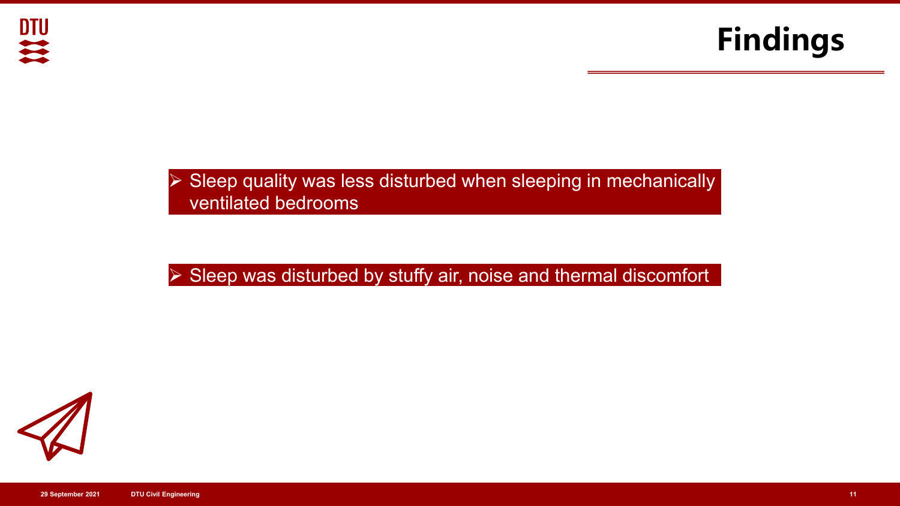# Findings

- Sleep quality was less disturbed when sleeping in mechanically ventilated bedrooms

- Sleep was disturbed by stuffy air, noise and thermal discomfort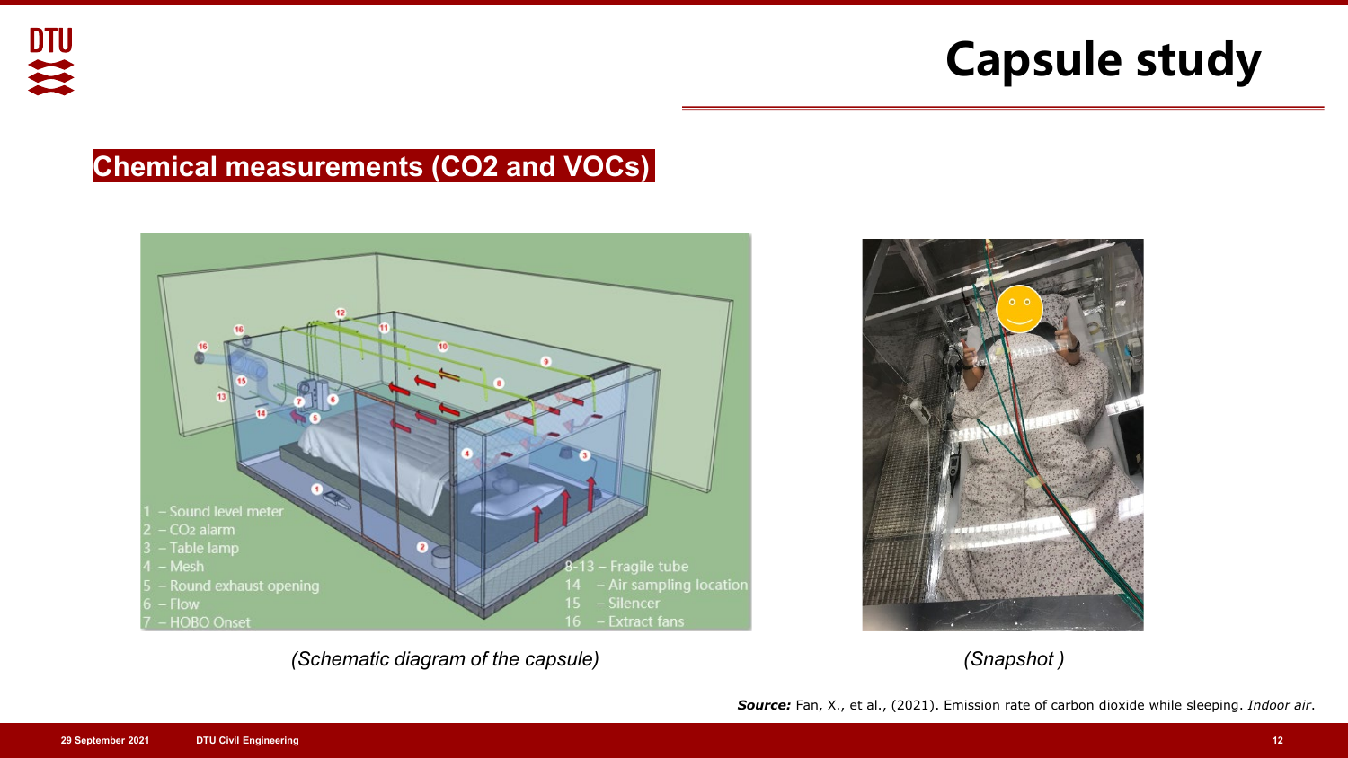# Capsule study

## Chemical measurements ($CO_2$ and VOCs)

1 – Sound level meter
2 – $CO_2$ alarm
3 – Table lamp
4 – Mesh
5 – Round exhaust opening
6 – Flow
7 – HOBO Onset
8-13 – Fragile tube
14 – Air sampling location
15 – Silencer
16 – Extract fans

*(Schematic diagram of the capsule)*

*(Snapshot )*

***Source:*** Fan, X., et al., (2021). Emission rate of carbon dioxide while sleeping. *Indoor air*.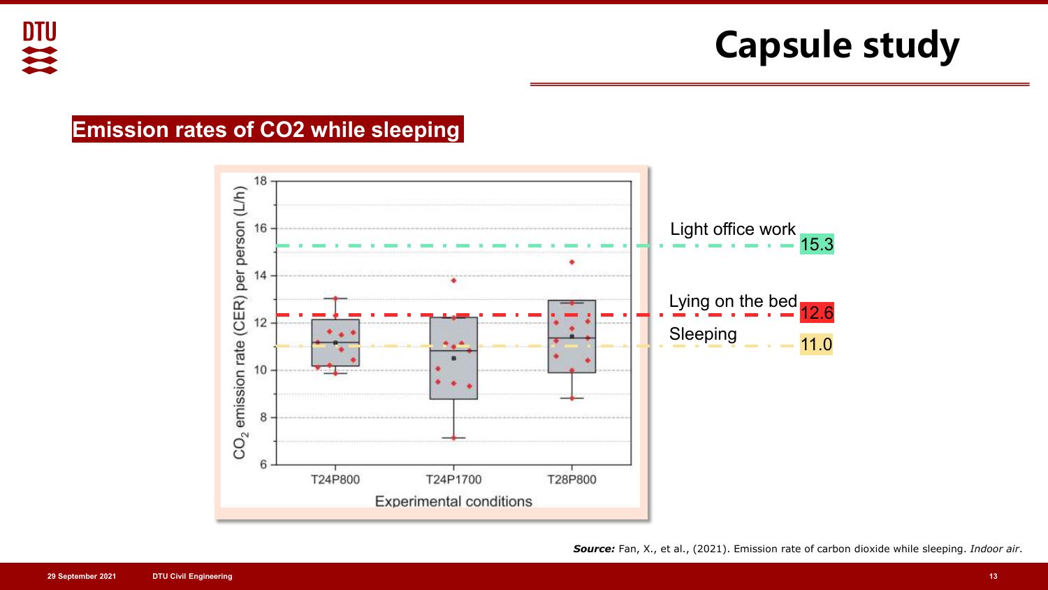# Capsule study

## Emission rates of $CO_2$ while sleeping

$CO_2$ emission rate (CER) per person (L/h)

Experimental conditions: T24P800, T24P1700, T28P800

Light office work 15.3

Lying on the bed 12.6

Sleeping 11.0

***Source:*** Fan, X., et al., (2021). Emission rate of carbon dioxide while sleeping. *Indoor air*.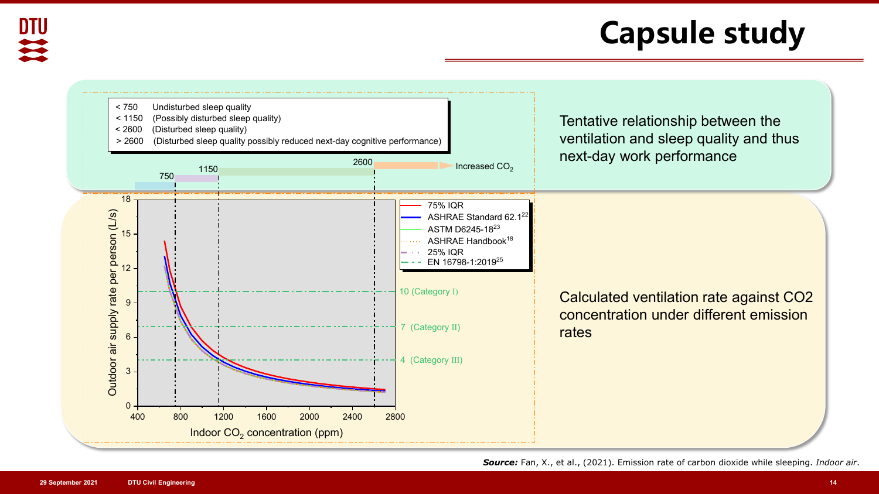# Capsule study

| | |
|---|---|
| < 750 | Undisturbed sleep quality |
| < 1150 | (Possibly disturbed sleep quality) |
| < 2600 | (Disturbed sleep quality) |
| > 2600 | (Disturbed sleep quality possibly reduced next-day cognitive performance) |

750 — 1150 — 2600 — Increased $CO_2$

Tentative relationship between the ventilation and sleep quality and thus next-day work performance

Legend: 75% IQR; ASHRAE Standard 62.1[22]; ASTM D6245-18[23]; ASHRAE Handbook[18]; 25% IQR; EN 16798-1:2019[25]

10 (Category I)

7 (Category II)

4 (Category III)

Outdoor air supply rate per person (L/s)

Indoor $CO_2$ concentration (ppm)

Calculated ventilation rate against CO2 concentration under different emission rates

***Source:*** Fan, X., et al., (2021). Emission rate of carbon dioxide while sleeping. *Indoor air*.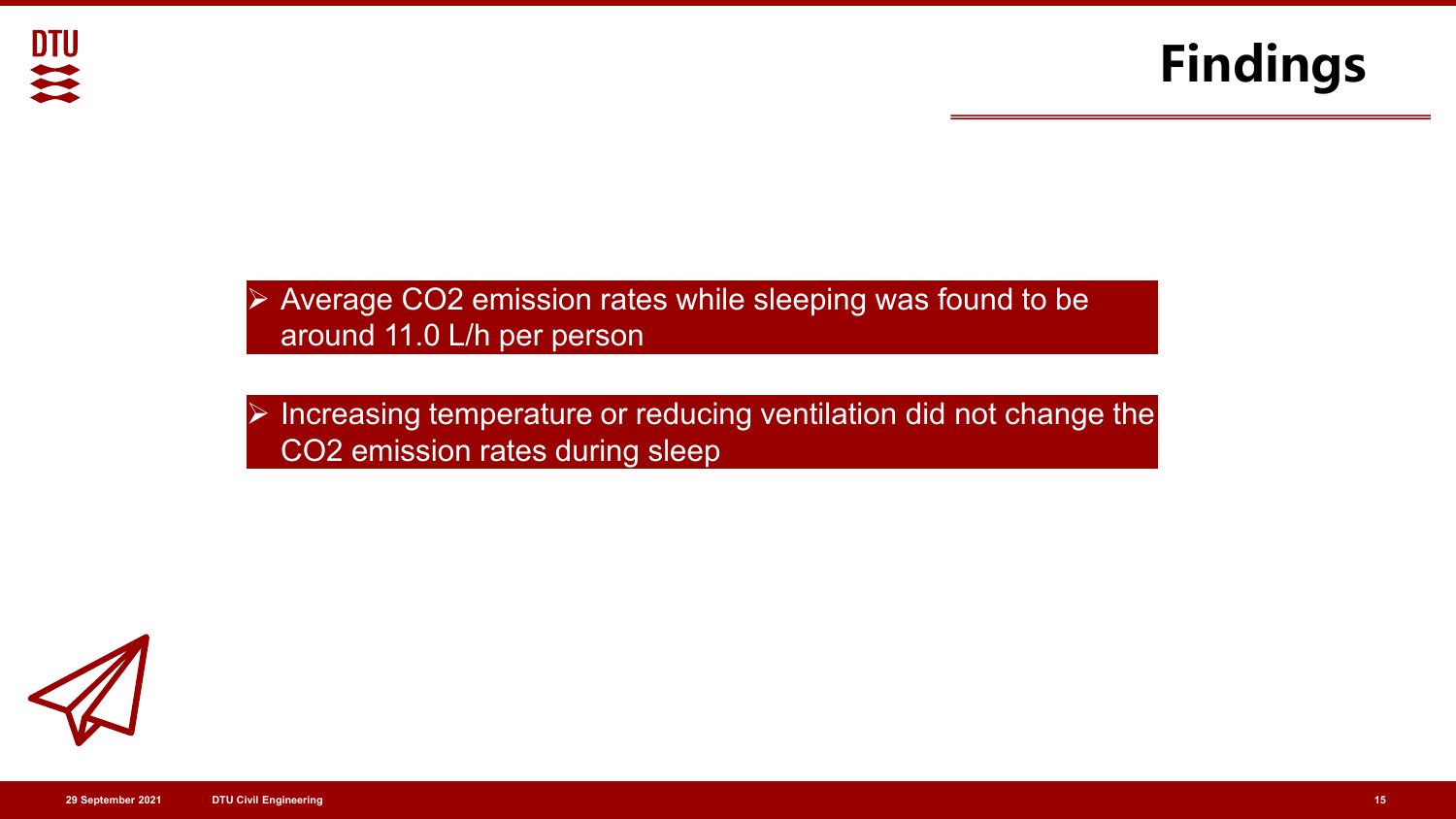# Findings

- Average $CO_2$ emission rates while sleeping was found to be around 11.0 L/h per person
- Increasing temperature or reducing ventilation did not change the $CO_2$ emission rates during sleep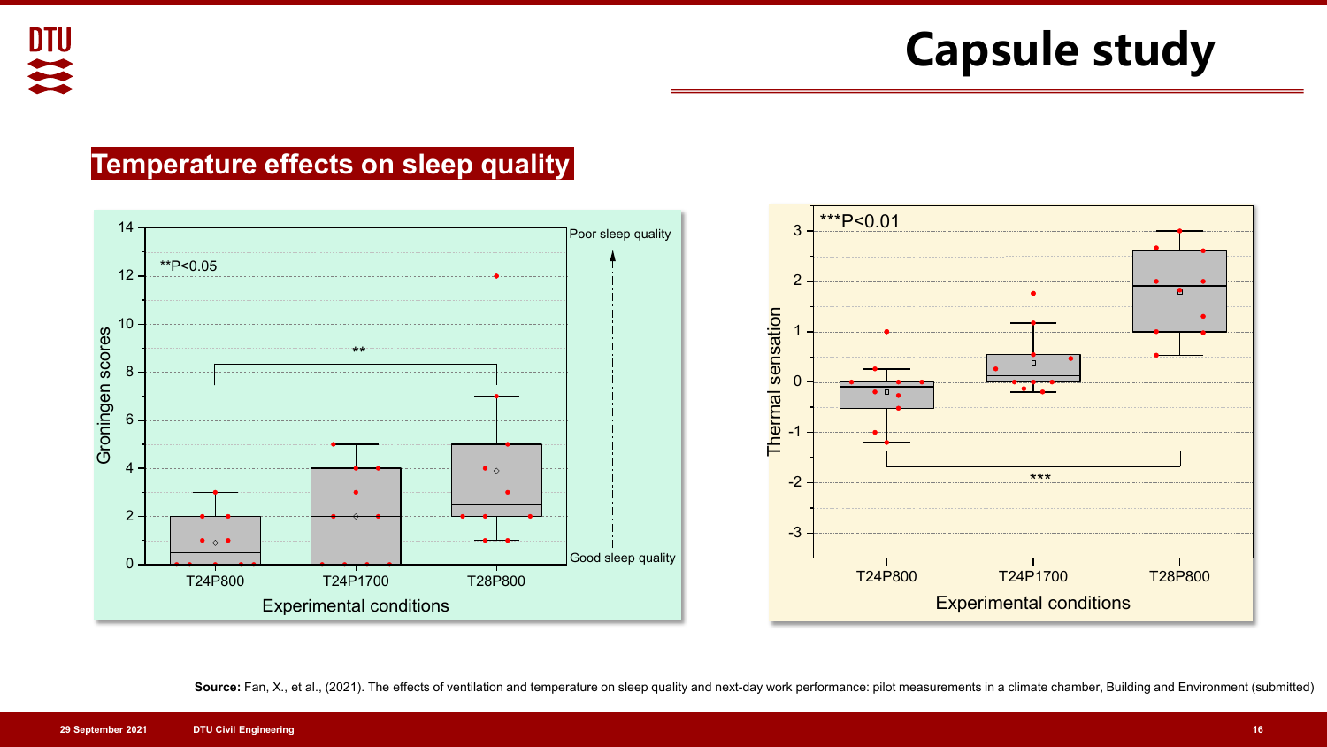# Capsule study

## Temperature effects on sleep quality

**Source:** Fan, X., et al., (2021). The effects of ventilation and temperature on sleep quality and next-day work performance: pilot measurements in a climate chamber, Building and Environment (submitted)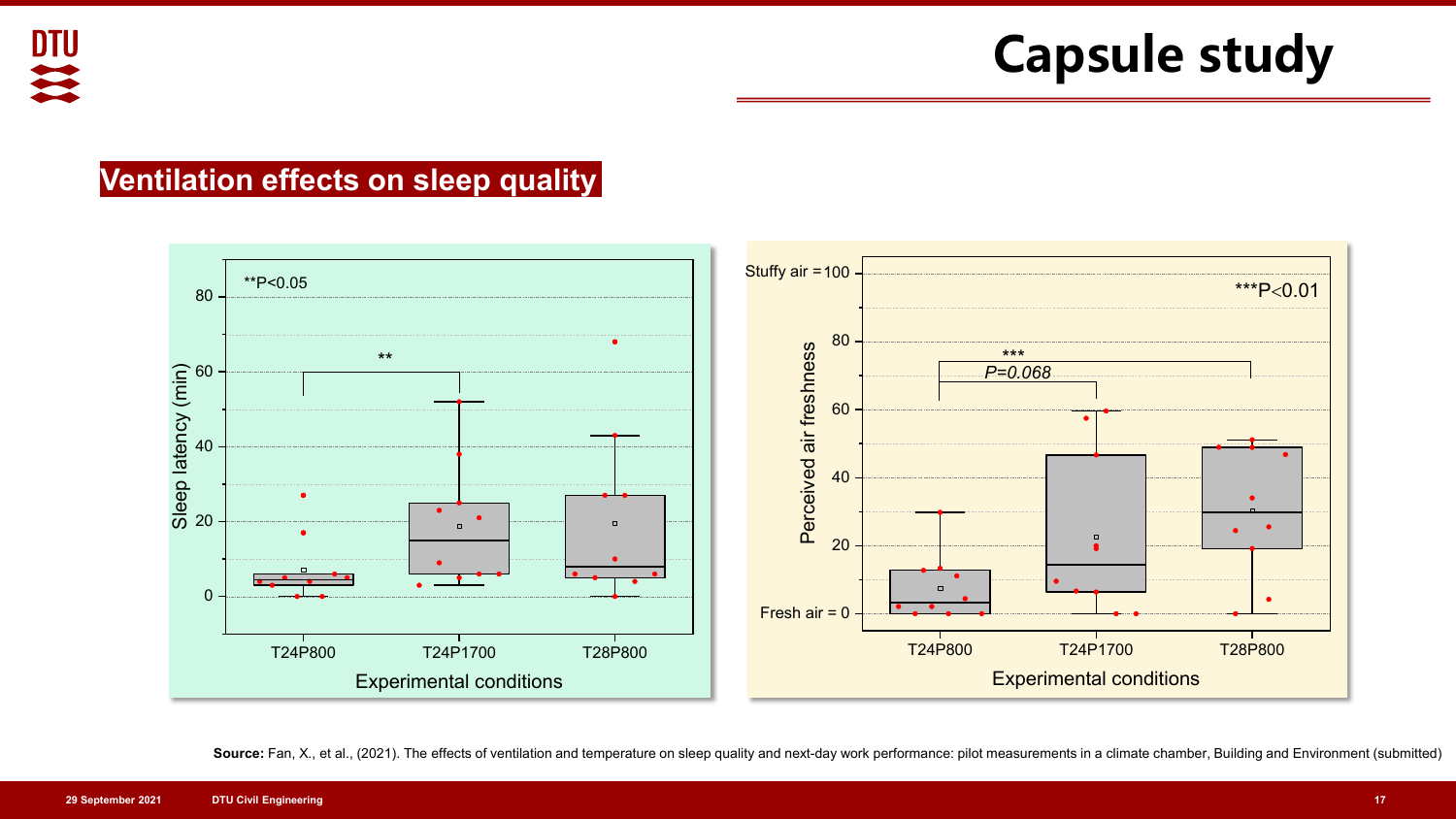# Capsule study

## Ventilation effects on sleep quality

**Source:** Fan, X., et al., (2021). The effects of ventilation and temperature on sleep quality and next-day work performance: pilot measurements in a climate chamber, Building and Environment (submitted)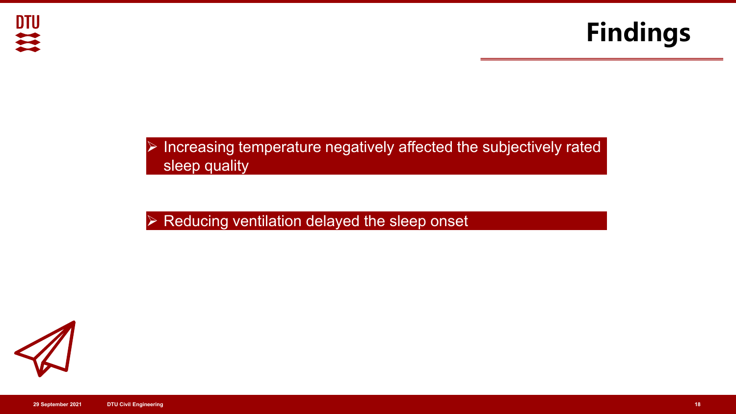# Findings

- Increasing temperature negatively affected the subjectively rated sleep quality

- Reducing ventilation delayed the sleep onset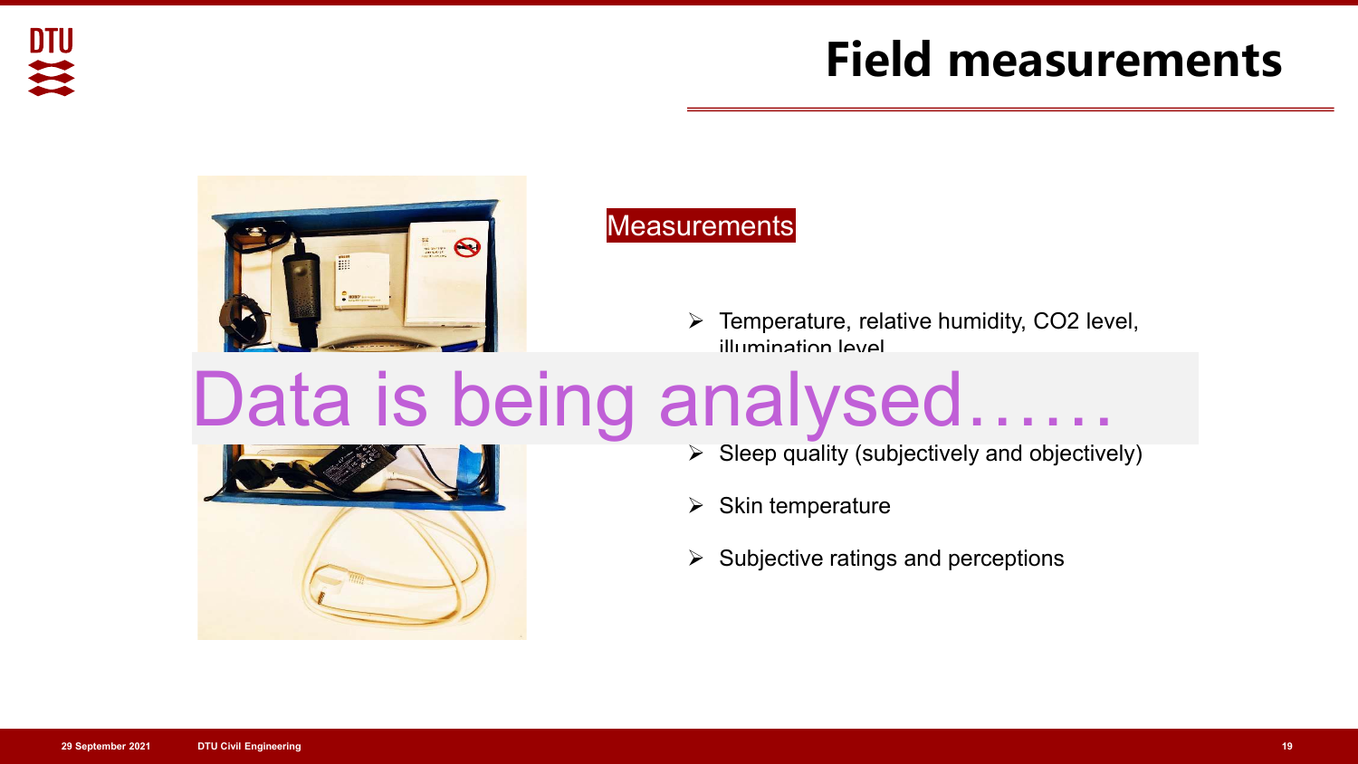# Field measurements

Measurements

- Temperature, relative humidity, $CO_2$ level, illumination level

Data is being analysed……

- Sleep quality (subjectively and objectively)
- Skin temperature
- Subjective ratings and perceptions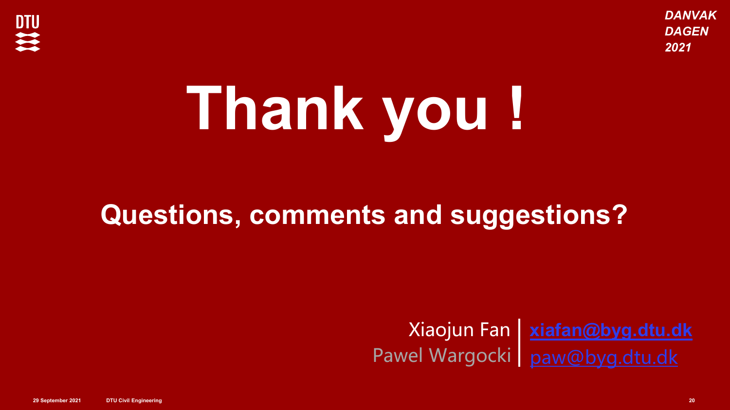# Thank you !

## Questions, comments and suggestions?

Xiaojun Fan | **xiafan@byg.dtu.dk**

Pawel Wargocki | paw@byg.dtu.dk